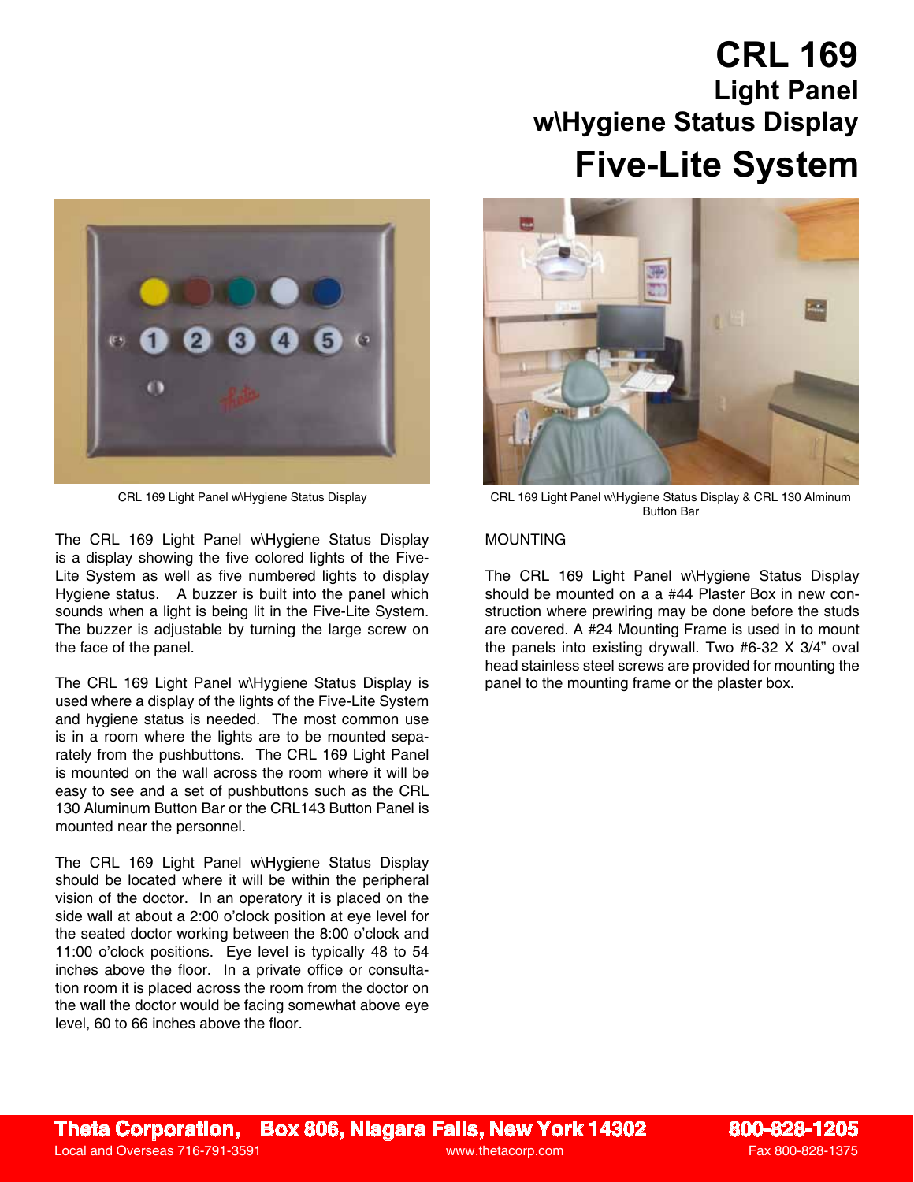# CRL 169
## Light Panel
## w\Hygiene Status Display
# Five-Lite System

CRL 169 Light Panel w\Hygiene Status Display

CRL 169 Light Panel w\Hygiene Status Display & CRL 130 Alminum Button Bar

The CRL 169 Light Panel w\Hygiene Status Display is a display showing the five colored lights of the Five-Lite System as well as five numbered lights to display Hygiene status. A buzzer is built into the panel which sounds when a light is being lit in the Five-Lite System. The buzzer is adjustable by turning the large screw on the face of the panel.

The CRL 169 Light Panel w\Hygiene Status Display is used where a display of the lights of the Five-Lite System and hygiene status is needed. The most common use is in a room where the lights are to be mounted separately from the pushbuttons. The CRL 169 Light Panel is mounted on the wall across the room where it will be easy to see and a set of pushbuttons such as the CRL 130 Aluminum Button Bar or the CRL143 Button Panel is mounted near the personnel.

The CRL 169 Light Panel w\Hygiene Status Display should be located where it will be within the peripheral vision of the doctor. In an operatory it is placed on the side wall at about a 2:00 o'clock position at eye level for the seated doctor working between the 8:00 o'clock and 11:00 o'clock positions. Eye level is typically 48 to 54 inches above the floor. In a private office or consultation room it is placed across the room from the doctor on the wall the doctor would be facing somewhat above eye level, 60 to 66 inches above the floor.

MOUNTING

The CRL 169 Light Panel w\Hygiene Status Display should be mounted on a a #44 Plaster Box in new construction where prewiring may be done before the studs are covered. A #24 Mounting Frame is used in to mount the panels into existing drywall. Two #6-32 X 3/4" oval head stainless steel screws are provided for mounting the panel to the mounting frame or the plaster box.

**Theta Corporation, Box 806, Niagara Falls, New York 14302** **800-828-1205**
Local and Overseas 716-791-3591 www.thetacorp.com Fax 800-828-1375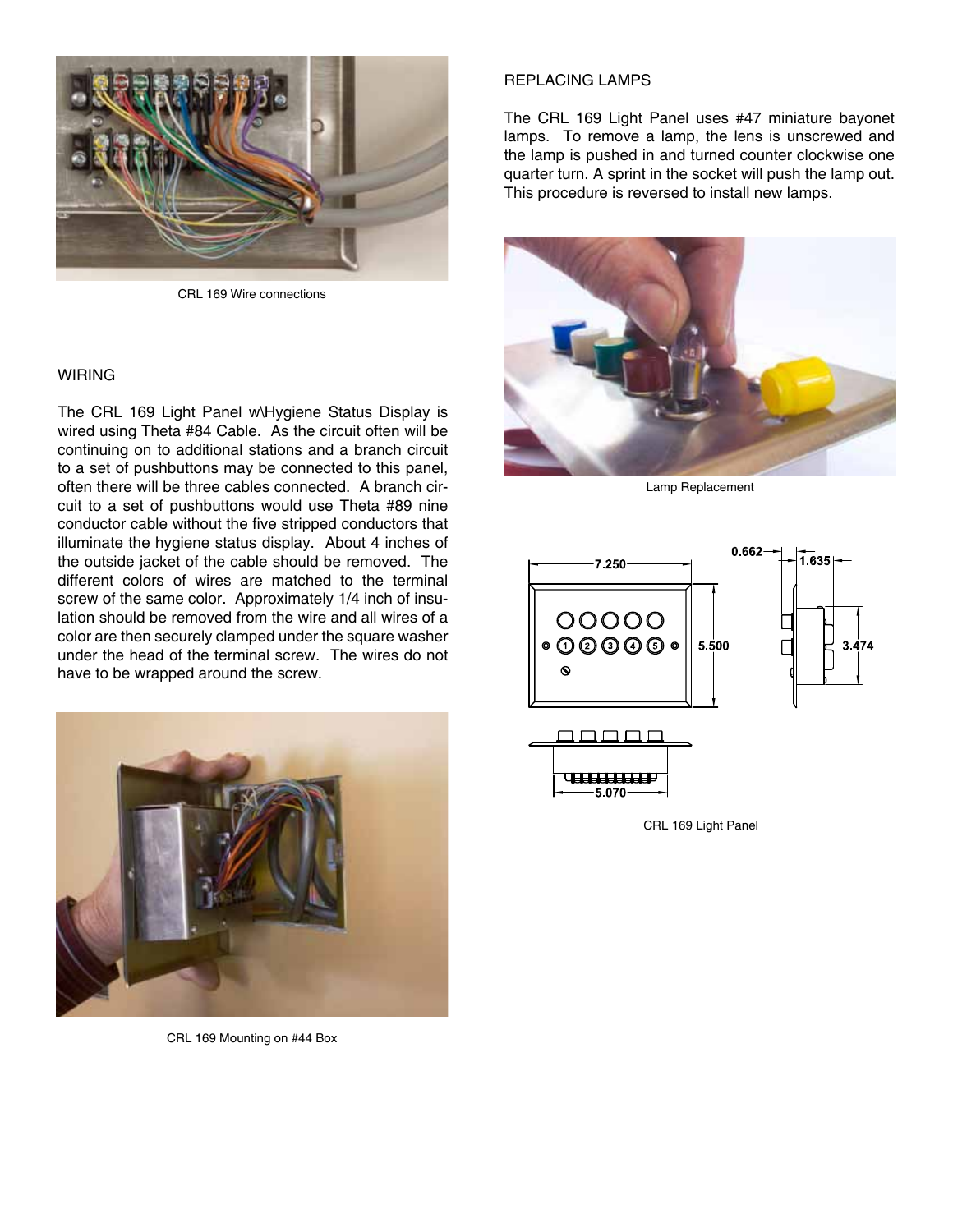CRL 169 Wire connections

## WIRING

The CRL 169 Light Panel w\Hygiene Status Display is wired using Theta #84 Cable. As the circuit often will be continuing on to additional stations and a branch circuit to a set of pushbuttons may be connected to this panel, often there will be three cables connected. A branch circuit to a set of pushbuttons would use Theta #89 nine conductor cable without the five stripped conductors that illuminate the hygiene status display. About 4 inches of the outside jacket of the cable should be removed. The different colors of wires are matched to the terminal screw of the same color. Approximately 1/4 inch of insulation should be removed from the wire and all wires of a color are then securely clamped under the square washer under the head of the terminal screw. The wires do not have to be wrapped around the screw.

CRL 169 Mounting on #44 Box

## REPLACING LAMPS

The CRL 169 Light Panel uses #47 miniature bayonet lamps. To remove a lamp, the lens is unscrewed and the lamp is pushed in and turned counter clockwise one quarter turn. A sprint in the socket will push the lamp out. This procedure is reversed to install new lamps.

Lamp Replacement

7.250
5.500
0.662
1.635
3.474
5.070

CRL 169 Light Panel